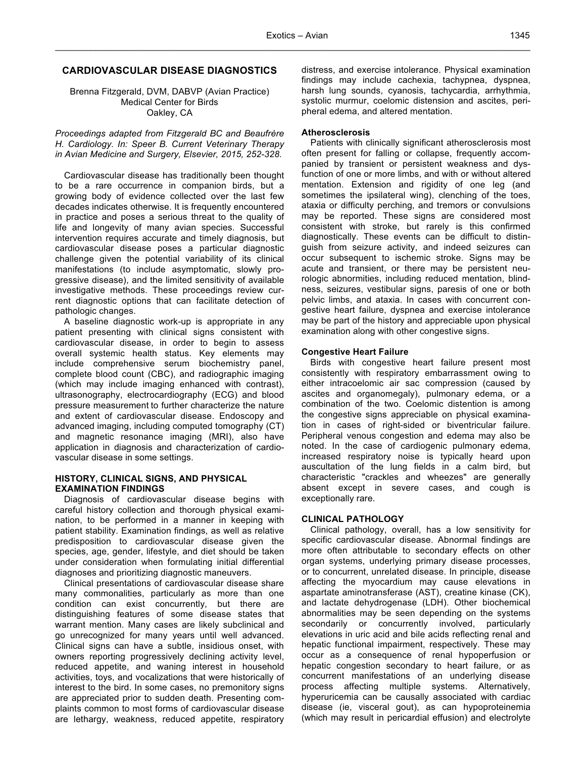# CARDIOVASCULAR DISEASE DIAGNOSTICS

Brenna Fitzgerald, DVM, DABVP (Avian Practice)
Medical Center for Birds
Oakley, CA

*Proceedings adapted from Fitzgerald BC and Beaufrère H. Cardiology. In: Speer B. Current Veterinary Therapy in Avian Medicine and Surgery, Elsevier, 2015, 252-328.*

Cardiovascular disease has traditionally been thought to be a rare occurrence in companion birds, but a growing body of evidence collected over the last few decades indicates otherwise. It is frequently encountered in practice and poses a serious threat to the quality of life and longevity of many avian species. Successful intervention requires accurate and timely diagnosis, but cardiovascular disease poses a particular diagnostic challenge given the potential variability of its clinical manifestations (to include asymptomatic, slowly progressive disease), and the limited sensitivity of available investigative methods. These proceedings review current diagnostic options that can facilitate detection of pathologic changes.

A baseline diagnostic work-up is appropriate in any patient presenting with clinical signs consistent with cardiovascular disease, in order to begin to assess overall systemic health status. Key elements may include comprehensive serum biochemistry panel, complete blood count (CBC), and radiographic imaging (which may include imaging enhanced with contrast), ultrasonography, electrocardiography (ECG) and blood pressure measurement to further characterize the nature and extent of cardiovascular disease. Endoscopy and advanced imaging, including computed tomography (CT) and magnetic resonance imaging (MRI), also have application in diagnosis and characterization of cardiovascular disease in some settings.

## HISTORY, CLINICAL SIGNS, AND PHYSICAL EXAMINATION FINDINGS

Diagnosis of cardiovascular disease begins with careful history collection and thorough physical examination, to be performed in a manner in keeping with patient stability. Examination findings, as well as relative predisposition to cardiovascular disease given the species, age, gender, lifestyle, and diet should be taken under consideration when formulating initial differential diagnoses and prioritizing diagnostic maneuvers.

Clinical presentations of cardiovascular disease share many commonalities, particularly as more than one condition can exist concurrently, but there are distinguishing features of some disease states that warrant mention. Many cases are likely subclinical and go unrecognized for many years until well advanced. Clinical signs can have a subtle, insidious onset, with owners reporting progressively declining activity level, reduced appetite, and waning interest in household activities, toys, and vocalizations that were historically of interest to the bird. In some cases, no premonitory signs are appreciated prior to sudden death. Presenting complaints common to most forms of cardiovascular disease are lethargy, weakness, reduced appetite, respiratory distress, and exercise intolerance. Physical examination findings may include cachexia, tachypnea, dyspnea, harsh lung sounds, cyanosis, tachycardia, arrhythmia, systolic murmur, coelomic distension and ascites, peripheral edema, and altered mentation.

### Atherosclerosis

Patients with clinically significant atherosclerosis most often present for falling or collapse, frequently accompanied by transient or persistent weakness and dysfunction of one or more limbs, and with or without altered mentation. Extension and rigidity of one leg (and sometimes the ipsilateral wing), clenching of the toes, ataxia or difficulty perching, and tremors or convulsions may be reported. These signs are considered most consistent with stroke, but rarely is this confirmed diagnostically. These events can be difficult to distinguish from seizure activity, and indeed seizures can occur subsequent to ischemic stroke. Signs may be acute and transient, or there may be persistent neurologic abnormities, including reduced mentation, blindness, seizures, vestibular signs, paresis of one or both pelvic limbs, and ataxia. In cases with concurrent congestive heart failure, dyspnea and exercise intolerance may be part of the history and appreciable upon physical examination along with other congestive signs.

### Congestive Heart Failure

Birds with congestive heart failure present most consistently with respiratory embarrassment owing to either intracoelomic air sac compression (caused by ascites and organomegaly), pulmonary edema, or a combination of the two. Coelomic distention is among the congestive signs appreciable on physical examination in cases of right-sided or biventricular failure. Peripheral venous congestion and edema may also be noted. In the case of cardiogenic pulmonary edema, increased respiratory noise is typically heard upon auscultation of the lung fields in a calm bird, but characteristic "crackles and wheezes" are generally absent except in severe cases, and cough is exceptionally rare.

## CLINICAL PATHOLOGY

Clinical pathology, overall, has a low sensitivity for specific cardiovascular disease. Abnormal findings are more often attributable to secondary effects on other organ systems, underlying primary disease processes, or to concurrent, unrelated disease. In principle, disease affecting the myocardium may cause elevations in aspartate aminotransferase (AST), creatine kinase (CK), and lactate dehydrogenase (LDH). Other biochemical abnormalities may be seen depending on the systems secondarily or concurrently involved, particularly elevations in uric acid and bile acids reflecting renal and hepatic functional impairment, respectively. These may occur as a consequence of renal hypoperfusion or hepatic congestion secondary to heart failure, or as concurrent manifestations of an underlying disease process affecting multiple systems. Alternatively, hyperuricemia can be causally associated with cardiac disease (ie, visceral gout), as can hypoproteinemia (which may result in pericardial effusion) and electrolyte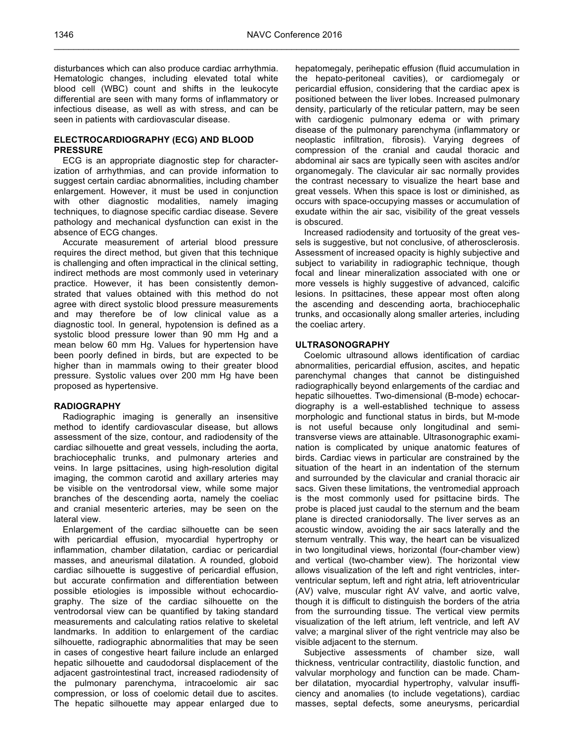disturbances which can also produce cardiac arrhythmia. Hematologic changes, including elevated total white blood cell (WBC) count and shifts in the leukocyte differential are seen with many forms of inflammatory or infectious disease, as well as with stress, and can be seen in patients with cardiovascular disease.

## ELECTROCARDIOGRAPHY (ECG) AND BLOOD PRESSURE

ECG is an appropriate diagnostic step for characterization of arrhythmias, and can provide information to suggest certain cardiac abnormalities, including chamber enlargement. However, it must be used in conjunction with other diagnostic modalities, namely imaging techniques, to diagnose specific cardiac disease. Severe pathology and mechanical dysfunction can exist in the absence of ECG changes.

Accurate measurement of arterial blood pressure requires the direct method, but given that this technique is challenging and often impractical in the clinical setting, indirect methods are most commonly used in veterinary practice. However, it has been consistently demonstrated that values obtained with this method do not agree with direct systolic blood pressure measurements and may therefore be of low clinical value as a diagnostic tool. In general, hypotension is defined as a systolic blood pressure lower than 90 mm Hg and a mean below 60 mm Hg. Values for hypertension have been poorly defined in birds, but are expected to be higher than in mammals owing to their greater blood pressure. Systolic values over 200 mm Hg have been proposed as hypertensive.

## RADIOGRAPHY

Radiographic imaging is generally an insensitive method to identify cardiovascular disease, but allows assessment of the size, contour, and radiodensity of the cardiac silhouette and great vessels, including the aorta, brachiocephalic trunks, and pulmonary arteries and veins. In large psittacines, using high-resolution digital imaging, the common carotid and axillary arteries may be visible on the ventrodorsal view, while some major branches of the descending aorta, namely the coeliac and cranial mesenteric arteries, may be seen on the lateral view.

Enlargement of the cardiac silhouette can be seen with pericardial effusion, myocardial hypertrophy or inflammation, chamber dilatation, cardiac or pericardial masses, and aneurismal dilatation. A rounded, globoid cardiac silhouette is suggestive of pericardial effusion, but accurate confirmation and differentiation between possible etiologies is impossible without echocardiography. The size of the cardiac silhouette on the ventrodorsal view can be quantified by taking standard measurements and calculating ratios relative to skeletal landmarks. In addition to enlargement of the cardiac silhouette, radiographic abnormalities that may be seen in cases of congestive heart failure include an enlarged hepatic silhouette and caudodorsal displacement of the adjacent gastrointestinal tract, increased radiodensity of the pulmonary parenchyma, intracoelomic air sac compression, or loss of coelomic detail due to ascites. The hepatic silhouette may appear enlarged due to hepatomegaly, perihepatic effusion (fluid accumulation in the hepato-peritoneal cavities), or cardiomegaly or pericardial effusion, considering that the cardiac apex is positioned between the liver lobes. Increased pulmonary density, particularly of the reticular pattern, may be seen with cardiogenic pulmonary edema or with primary disease of the pulmonary parenchyma (inflammatory or neoplastic infiltration, fibrosis). Varying degrees of compression of the cranial and caudal thoracic and abdominal air sacs are typically seen with ascites and/or organomegaly. The clavicular air sac normally provides the contrast necessary to visualize the heart base and great vessels. When this space is lost or diminished, as occurs with space-occupying masses or accumulation of exudate within the air sac, visibility of the great vessels is obscured.

Increased radiodensity and tortuosity of the great vessels is suggestive, but not conclusive, of atherosclerosis. Assessment of increased opacity is highly subjective and subject to variability in radiographic technique, though focal and linear mineralization associated with one or more vessels is highly suggestive of advanced, calcific lesions. In psittacines, these appear most often along the ascending and descending aorta, brachiocephalic trunks, and occasionally along smaller arteries, including the coeliac artery.

## ULTRASONOGRAPHY

Coelomic ultrasound allows identification of cardiac abnormalities, pericardial effusion, ascites, and hepatic parenchymal changes that cannot be distinguished radiographically beyond enlargements of the cardiac and hepatic silhouettes. Two-dimensional (B-mode) echocardiography is a well-established technique to assess morphologic and functional status in birds, but M-mode is not useful because only longitudinal and semi-transverse views are attainable. Ultrasonographic examination is complicated by unique anatomic features of birds. Cardiac views in particular are constrained by the situation of the heart in an indentation of the sternum and surrounded by the clavicular and cranial thoracic air sacs. Given these limitations, the ventromedial approach is the most commonly used for psittacine birds. The probe is placed just caudal to the sternum and the beam plane is directed craniodorsally. The liver serves as an acoustic window, avoiding the air sacs laterally and the sternum ventrally. This way, the heart can be visualized in two longitudinal views, horizontal (four-chamber view) and vertical (two-chamber view). The horizontal view allows visualization of the left and right ventricles, interventricular septum, left and right atria, left atrioventricular (AV) valve, muscular right AV valve, and aortic valve, though it is difficult to distinguish the borders of the atria from the surrounding tissue. The vertical view permits visualization of the left atrium, left ventricle, and left AV valve; a marginal sliver of the right ventricle may also be visible adjacent to the sternum.

Subjective assessments of chamber size, wall thickness, ventricular contractility, diastolic function, and valvular morphology and function can be made. Chamber dilatation, myocardial hypertrophy, valvular insufficiency and anomalies (to include vegetations), cardiac masses, septal defects, some aneurysms, pericardial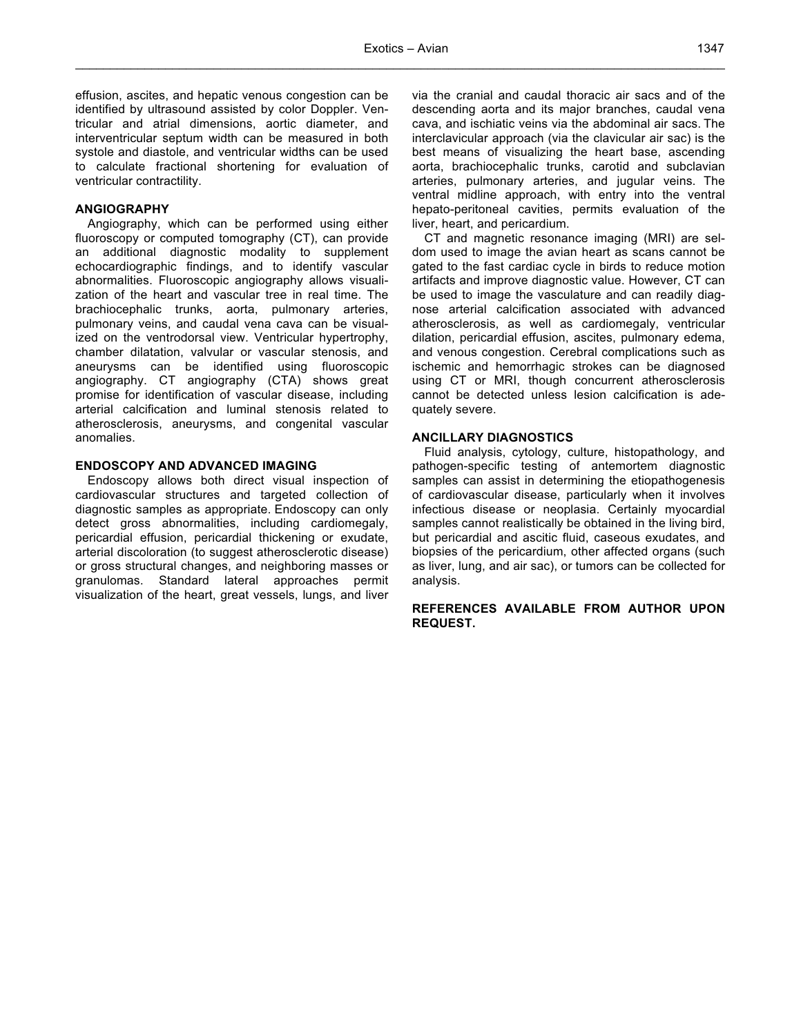effusion, ascites, and hepatic venous congestion can be identified by ultrasound assisted by color Doppler. Ventricular and atrial dimensions, aortic diameter, and interventricular septum width can be measured in both systole and diastole, and ventricular widths can be used to calculate fractional shortening for evaluation of ventricular contractility.

## ANGIOGRAPHY

Angiography, which can be performed using either fluoroscopy or computed tomography (CT), can provide an additional diagnostic modality to supplement echocardiographic findings, and to identify vascular abnormalities. Fluoroscopic angiography allows visualization of the heart and vascular tree in real time. The brachiocephalic trunks, aorta, pulmonary arteries, pulmonary veins, and caudal vena cava can be visualized on the ventrodorsal view. Ventricular hypertrophy, chamber dilatation, valvular or vascular stenosis, and aneurysms can be identified using fluoroscopic angiography. CT angiography (CTA) shows great promise for identification of vascular disease, including arterial calcification and luminal stenosis related to atherosclerosis, aneurysms, and congenital vascular anomalies.

## ENDOSCOPY AND ADVANCED IMAGING

Endoscopy allows both direct visual inspection of cardiovascular structures and targeted collection of diagnostic samples as appropriate. Endoscopy can only detect gross abnormalities, including cardiomegaly, pericardial effusion, pericardial thickening or exudate, arterial discoloration (to suggest atherosclerotic disease) or gross structural changes, and neighboring masses or granulomas. Standard lateral approaches permit visualization of the heart, great vessels, lungs, and liver via the cranial and caudal thoracic air sacs and of the descending aorta and its major branches, caudal vena cava, and ischiatic veins via the abdominal air sacs. The interclavicular approach (via the clavicular air sac) is the best means of visualizing the heart base, ascending aorta, brachiocephalic trunks, carotid and subclavian arteries, pulmonary arteries, and jugular veins. The ventral midline approach, with entry into the ventral hepato-peritoneal cavities, permits evaluation of the liver, heart, and pericardium.

CT and magnetic resonance imaging (MRI) are seldom used to image the avian heart as scans cannot be gated to the fast cardiac cycle in birds to reduce motion artifacts and improve diagnostic value. However, CT can be used to image the vasculature and can readily diagnose arterial calcification associated with advanced atherosclerosis, as well as cardiomegaly, ventricular dilation, pericardial effusion, ascites, pulmonary edema, and venous congestion. Cerebral complications such as ischemic and hemorrhagic strokes can be diagnosed using CT or MRI, though concurrent atherosclerosis cannot be detected unless lesion calcification is adequately severe.

## ANCILLARY DIAGNOSTICS

Fluid analysis, cytology, culture, histopathology, and pathogen-specific testing of antemortem diagnostic samples can assist in determining the etiopathogenesis of cardiovascular disease, particularly when it involves infectious disease or neoplasia. Certainly myocardial samples cannot realistically be obtained in the living bird, but pericardial and ascitic fluid, caseous exudates, and biopsies of the pericardium, other affected organs (such as liver, lung, and air sac), or tumors can be collected for analysis.

**REFERENCES AVAILABLE FROM AUTHOR UPON REQUEST.**